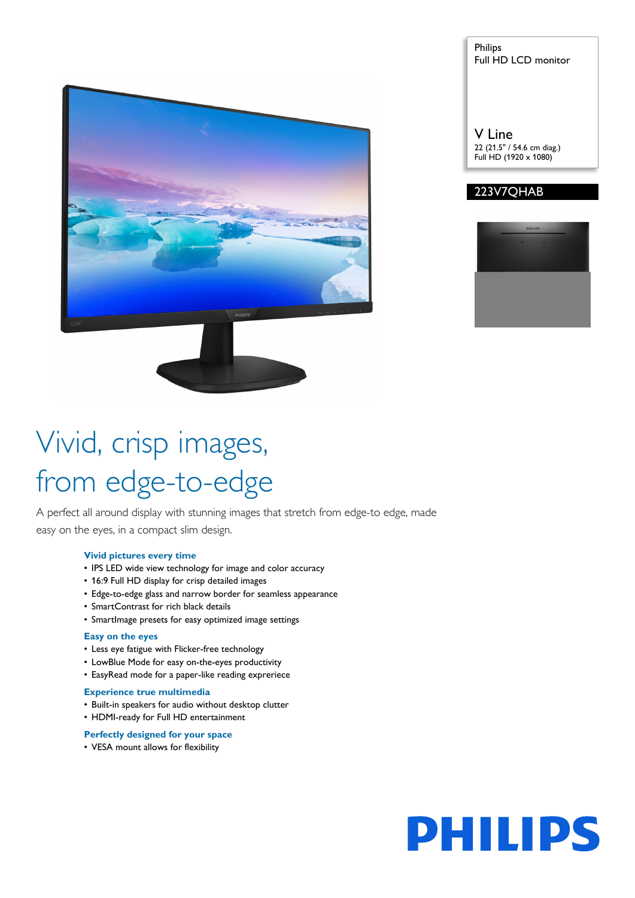Philips
Full HD LCD monitor

V Line
22 (21.5" / 54.6 cm diag.)
Full HD (1920 x 1080)

223V7QHAB

# Vivid, crisp images, from edge-to-edge

A perfect all around display with stunning images that stretch from edge-to edge, made easy on the eyes, in a compact slim design.

### Vivid pictures every time

- IPS LED wide view technology for image and color accuracy
- 16:9 Full HD display for crisp detailed images
- Edge-to-edge glass and narrow border for seamless appearance
- SmartContrast for rich black details
- SmartImage presets for easy optimized image settings

### Easy on the eyes

- Less eye fatigue with Flicker-free technology
- LowBlue Mode for easy on-the-eyes productivity
- EasyRead mode for a paper-like reading expreriece

### Experience true multimedia

- Built-in speakers for audio without desktop clutter
- HDMI-ready for Full HD entertainment

### Perfectly designed for your space

- VESA mount allows for flexibility

PHILIPS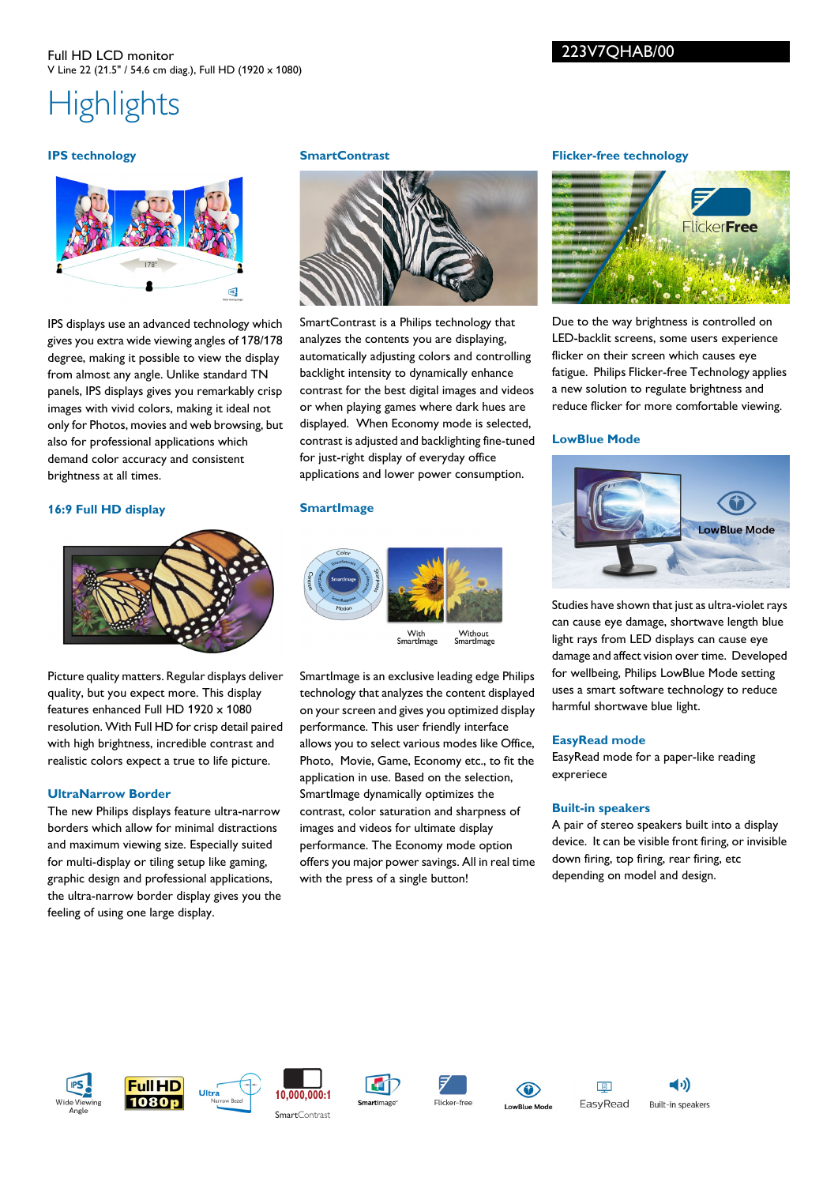Full HD LCD monitor
V Line 22 (21.5" / 54.6 cm diag.), Full HD (1920 x 1080)

223V7QHAB/00

# Highlights

### IPS technology

IPS displays use an advanced technology which gives you extra wide viewing angles of 178/178 degree, making it possible to view the display from almost any angle. Unlike standard TN panels, IPS displays gives you remarkably crisp images with vivid colors, making it ideal not only for Photos, movies and web browsing, but also for professional applications which demand color accuracy and consistent brightness at all times.

### 16:9 Full HD display

Picture quality matters. Regular displays deliver quality, but you expect more. This display features enhanced Full HD 1920 x 1080 resolution. With Full HD for crisp detail paired with high brightness, incredible contrast and realistic colors expect a true to life picture.

### UltraNarrow Border

The new Philips displays feature ultra-narrow borders which allow for minimal distractions and maximum viewing size. Especially suited for multi-display or tiling setup like gaming, graphic design and professional applications, the ultra-narrow border display gives you the feeling of using one large display.

### SmartContrast

SmartContrast is a Philips technology that analyzes the contents you are displaying, automatically adjusting colors and controlling backlight intensity to dynamically enhance contrast for the best digital images and videos or when playing games where dark hues are displayed. When Economy mode is selected, contrast is adjusted and backlighting fine-tuned for just-right display of everyday office applications and lower power consumption.

### SmartImage

SmartImage is an exclusive leading edge Philips technology that analyzes the content displayed on your screen and gives you optimized display performance. This user friendly interface allows you to select various modes like Office, Photo, Movie, Game, Economy etc., to fit the application in use. Based on the selection, SmartImage dynamically optimizes the contrast, color saturation and sharpness of images and videos for ultimate display performance. The Economy mode option offers you major power savings. All in real time with the press of a single button!

### Flicker-free technology

Due to the way brightness is controlled on LED-backlit screens, some users experience flicker on their screen which causes eye fatigue. Philips Flicker-free Technology applies a new solution to regulate brightness and reduce flicker for more comfortable viewing.

### LowBlue Mode

Studies have shown that just as ultra-violet rays can cause eye damage, shortwave length blue light rays from LED displays can cause eye damage and affect vision over time. Developed for wellbeing, Philips LowBlue Mode setting uses a smart software technology to reduce harmful shortwave blue light.

### EasyRead mode

EasyRead mode for a paper-like reading expreriece

### Built-in speakers

A pair of stereo speakers built into a display device. It can be visible front firing, or invisible down firing, top firing, rear firing, etc depending on model and design.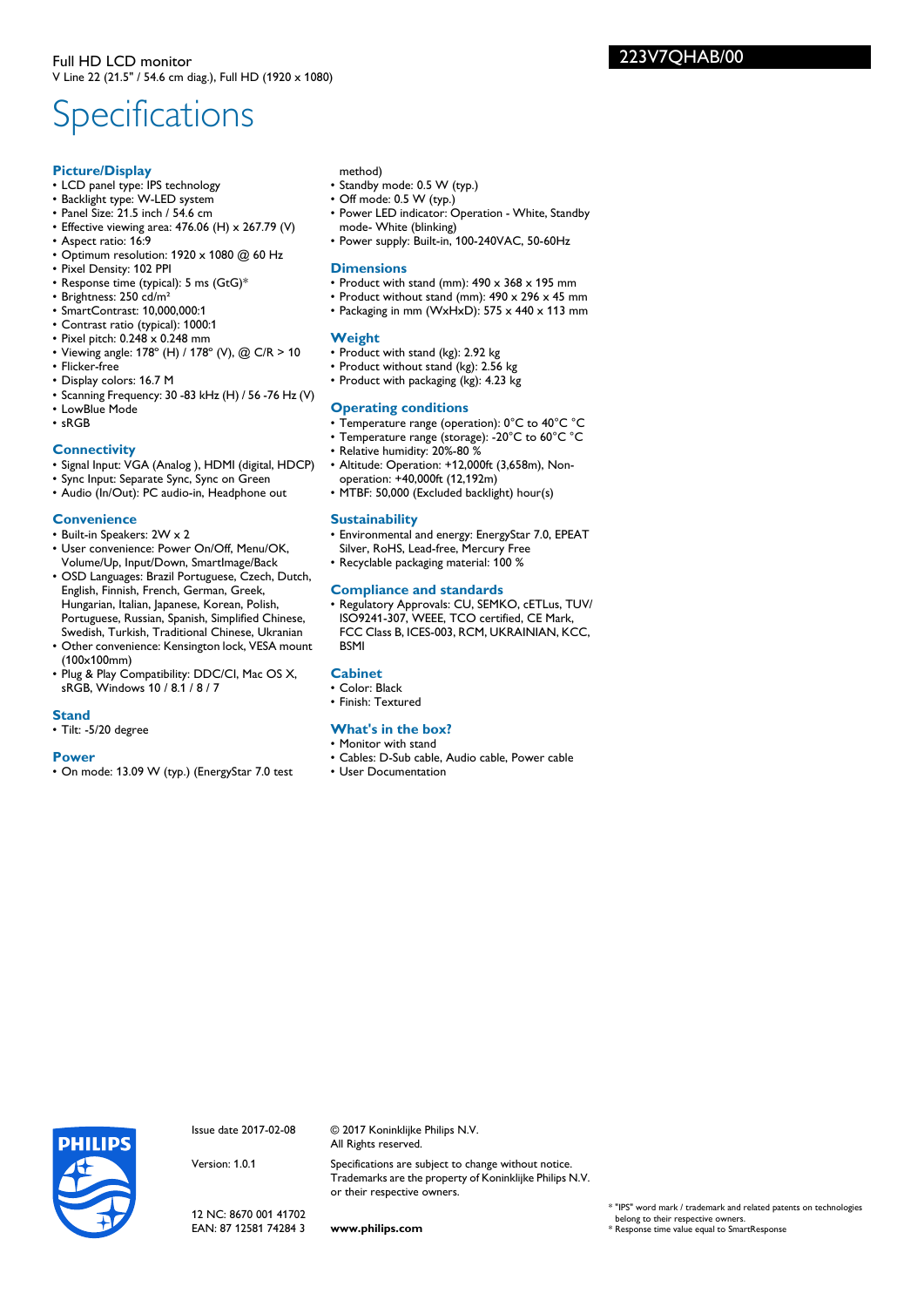223V7QHAB/00

Full HD LCD monitor
V Line 22 (21.5" / 54.6 cm diag.), Full HD (1920 x 1080)

# Specifications

## Picture/Display

- LCD panel type: IPS technology
- Backlight type: W-LED system
- Panel Size: 21.5 inch / 54.6 cm
- Effective viewing area: 476.06 (H) x 267.79 (V)
- Aspect ratio: 16:9
- Optimum resolution: 1920 x 1080 @ 60 Hz
- Pixel Density: 102 PPI
- Response time (typical): 5 ms (GtG)*
- Brightness: 250 cd/m²
- SmartContrast: 10,000,000:1
- Contrast ratio (typical): 1000:1
- Pixel pitch: 0.248 x 0.248 mm
- Viewing angle: 178º (H) / 178º (V), @ C/R > 10
- Flicker-free
- Display colors: 16.7 M
- Scanning Frequency: 30 -83 kHz (H) / 56 -76 Hz (V)
- LowBlue Mode
- sRGB

## Connectivity

- Signal Input: VGA (Analog ), HDMI (digital, HDCP)
- Sync Input: Separate Sync, Sync on Green
- Audio (In/Out): PC audio-in, Headphone out

## Convenience

- Built-in Speakers: 2W x 2
- User convenience: Power On/Off, Menu/OK, Volume/Up, Input/Down, SmartImage/Back
- OSD Languages: Brazil Portuguese, Czech, Dutch, English, Finnish, French, German, Greek, Hungarian, Italian, Japanese, Korean, Polish, Portuguese, Russian, Spanish, Simplified Chinese, Swedish, Turkish, Traditional Chinese, Ukranian
- Other convenience: Kensington lock, VESA mount (100x100mm)
- Plug & Play Compatibility: DDC/CI, Mac OS X, sRGB, Windows 10 / 8.1 / 8 / 7

## Stand

- Tilt: -5/20 degree

## Power

- On mode: 13.09 W (typ.) (EnergyStar 7.0 test method)
- Standby mode: 0.5 W (typ.)
- Off mode: 0.5 W (typ.)
- Power LED indicator: Operation - White, Standby mode- White (blinking)
- Power supply: Built-in, 100-240VAC, 50-60Hz

## Dimensions

- Product with stand (mm): 490 x 368 x 195 mm
- Product without stand (mm): 490 x 296 x 45 mm
- Packaging in mm (WxHxD): 575 x 440 x 113 mm

## Weight

- Product with stand (kg): 2.92 kg
- Product without stand (kg): 2.56 kg
- Product with packaging (kg): 4.23 kg

## Operating conditions

- Temperature range (operation): 0°C to 40°C °C
- Temperature range (storage): -20°C to 60°C °C
- Relative humidity: 20%-80 %
- Altitude: Operation: +12,000ft (3,658m), Non-operation: +40,000ft (12,192m)
- MTBF: 50,000 (Excluded backlight) hour(s)

## Sustainability

- Environmental and energy: EnergyStar 7.0, EPEAT Silver, RoHS, Lead-free, Mercury Free
- Recyclable packaging material: 100 %

## Compliance and standards

- Regulatory Approvals: CU, SEMKO, cETLus, TUV/ISO9241-307, WEEE, TCO certified, CE Mark, FCC Class B, ICES-003, RCM, UKRAINIAN, KCC, BSMI

## Cabinet

- Color: Black
- Finish: Textured

## What's in the box?

- Monitor with stand
- Cables: D-Sub cable, Audio cable, Power cable
- User Documentation

Issue date 2017-02-08

Version: 1.0.1

12 NC: 8670 001 41702
EAN: 87 12581 74284 3

© 2017 Koninklijke Philips N.V.
All Rights reserved.

Specifications are subject to change without notice. Trademarks are the property of Koninklijke Philips N.V. or their respective owners.

www.philips.com

* "IPS" word mark / trademark and related patents on technologies belong to their respective owners.
* Response time value equal to SmartResponse